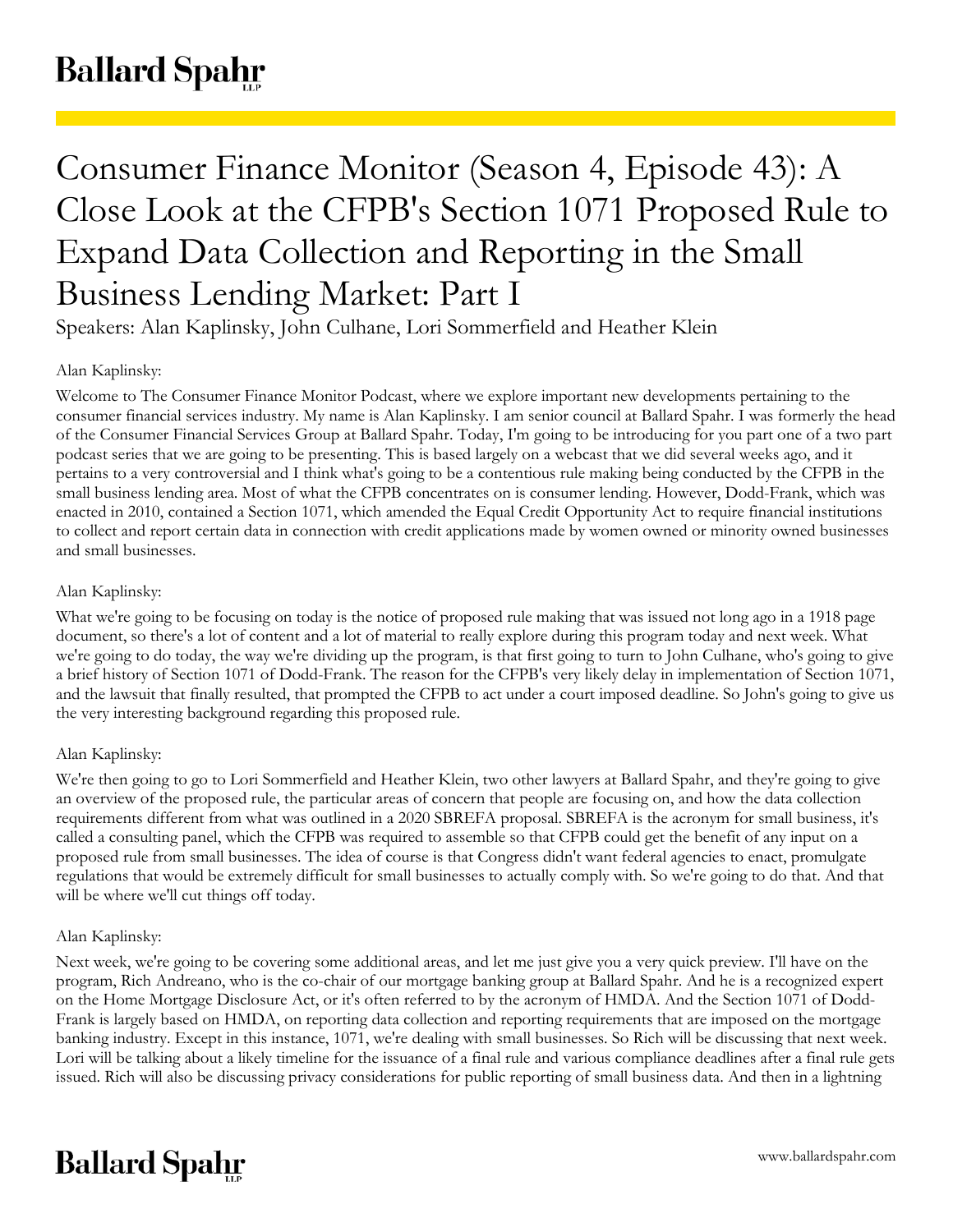# Consumer Finance Monitor (Season 4, Episode 43): A Close Look at the CFPB's Section 1071 Proposed Rule to Expand Data Collection and Reporting in the Small Business Lending Market: Part I

Speakers: Alan Kaplinsky, John Culhane, Lori Sommerfield and Heather Klein

Alan Kaplinsky:

Welcome to The Consumer Finance Monitor Podcast, where we explore important new developments pertaining to the consumer financial services industry. My name is Alan Kaplinsky. I am senior council at Ballard Spahr. I was formerly the head of the Consumer Financial Services Group at Ballard Spahr. Today, I'm going to be introducing for you part one of a two part podcast series that we are going to be presenting. This is based largely on a webcast that we did several weeks ago, and it pertains to a very controversial and I think what's going to be a contentious rule making being conducted by the CFPB in the small business lending area. Most of what the CFPB concentrates on is consumer lending. However, Dodd-Frank, which was enacted in 2010, contained a Section 1071, which amended the Equal Credit Opportunity Act to require financial institutions to collect and report certain data in connection with credit applications made by women owned or minority owned businesses and small businesses.

Alan Kaplinsky:

What we're going to be focusing on today is the notice of proposed rule making that was issued not long ago in a 1918 page document, so there's a lot of content and a lot of material to really explore during this program today and next week. What we're going to do today, the way we're dividing up the program, is that first going to turn to John Culhane, who's going to give a brief history of Section 1071 of Dodd-Frank. The reason for the CFPB's very likely delay in implementation of Section 1071, and the lawsuit that finally resulted, that prompted the CFPB to act under a court imposed deadline. So John's going to give us the very interesting background regarding this proposed rule.

Alan Kaplinsky:

We're then going to go to Lori Sommerfield and Heather Klein, two other lawyers at Ballard Spahr, and they're going to give an overview of the proposed rule, the particular areas of concern that people are focusing on, and how the data collection requirements different from what was outlined in a 2020 SBREFA proposal. SBREFA is the acronym for small business, it's called a consulting panel, which the CFPB was required to assemble so that CFPB could get the benefit of any input on a proposed rule from small businesses. The idea of course is that Congress didn't want federal agencies to enact, promulgate regulations that would be extremely difficult for small businesses to actually comply with. So we're going to do that. And that will be where we'll cut things off today.

Alan Kaplinsky:

Next week, we're going to be covering some additional areas, and let me just give you a very quick preview. I'll have on the program, Rich Andreano, who is the co-chair of our mortgage banking group at Ballard Spahr. And he is a recognized expert on the Home Mortgage Disclosure Act, or it's often referred to by the acronym of HMDA. And the Section 1071 of Dodd-Frank is largely based on HMDA, on reporting data collection and reporting requirements that are imposed on the mortgage banking industry. Except in this instance, 1071, we're dealing with small businesses. So Rich will be discussing that next week. Lori will be talking about a likely timeline for the issuance of a final rule and various compliance deadlines after a final rule gets issued. Rich will also be discussing privacy considerations for public reporting of small business data. And then in a lightning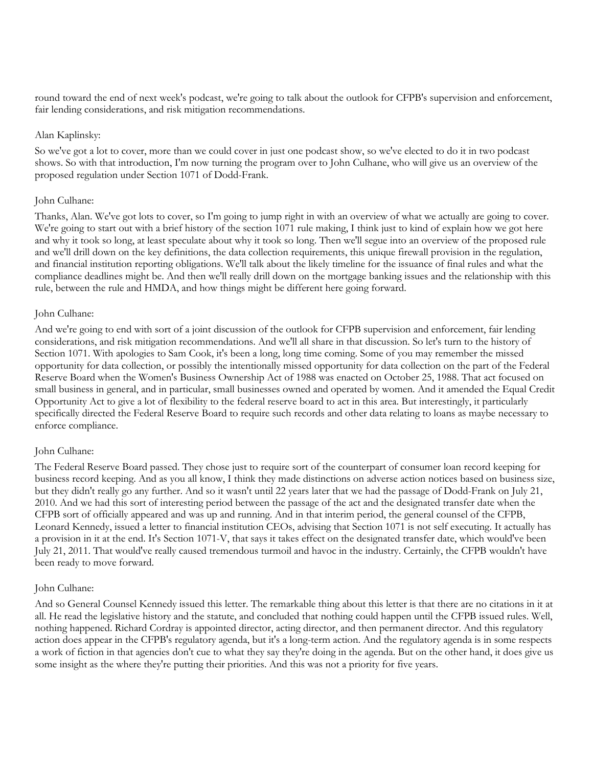round toward the end of next week's podcast, we're going to talk about the outlook for CFPB's supervision and enforcement, fair lending considerations, and risk mitigation recommendations.

Alan Kaplinsky:

So we've got a lot to cover, more than we could cover in just one podcast show, so we've elected to do it in two podcast shows. So with that introduction, I'm now turning the program over to John Culhane, who will give us an overview of the proposed regulation under Section 1071 of Dodd-Frank.

John Culhane:

Thanks, Alan. We've got lots to cover, so I'm going to jump right in with an overview of what we actually are going to cover. We're going to start out with a brief history of the section 1071 rule making, I think just to kind of explain how we got here and why it took so long, at least speculate about why it took so long. Then we'll segue into an overview of the proposed rule and we'll drill down on the key definitions, the data collection requirements, this unique firewall provision in the regulation, and financial institution reporting obligations. We'll talk about the likely timeline for the issuance of final rules and what the compliance deadlines might be. And then we'll really drill down on the mortgage banking issues and the relationship with this rule, between the rule and HMDA, and how things might be different here going forward.

John Culhane:

And we're going to end with sort of a joint discussion of the outlook for CFPB supervision and enforcement, fair lending considerations, and risk mitigation recommendations. And we'll all share in that discussion. So let's turn to the history of Section 1071. With apologies to Sam Cook, it's been a long, long time coming. Some of you may remember the missed opportunity for data collection, or possibly the intentionally missed opportunity for data collection on the part of the Federal Reserve Board when the Women's Business Ownership Act of 1988 was enacted on October 25, 1988. That act focused on small business in general, and in particular, small businesses owned and operated by women. And it amended the Equal Credit Opportunity Act to give a lot of flexibility to the federal reserve board to act in this area. But interestingly, it particularly specifically directed the Federal Reserve Board to require such records and other data relating to loans as maybe necessary to enforce compliance.

John Culhane:

The Federal Reserve Board passed. They chose just to require sort of the counterpart of consumer loan record keeping for business record keeping. And as you all know, I think they made distinctions on adverse action notices based on business size, but they didn't really go any further. And so it wasn't until 22 years later that we had the passage of Dodd-Frank on July 21, 2010. And we had this sort of interesting period between the passage of the act and the designated transfer date when the CFPB sort of officially appeared and was up and running. And in that interim period, the general counsel of the CFPB, Leonard Kennedy, issued a letter to financial institution CEOs, advising that Section 1071 is not self executing. It actually has a provision in it at the end. It's Section 1071-V, that says it takes effect on the designated transfer date, which would've been July 21, 2011. That would've really caused tremendous turmoil and havoc in the industry. Certainly, the CFPB wouldn't have been ready to move forward.

John Culhane:

And so General Counsel Kennedy issued this letter. The remarkable thing about this letter is that there are no citations in it at all. He read the legislative history and the statute, and concluded that nothing could happen until the CFPB issued rules. Well, nothing happened. Richard Cordray is appointed director, acting director, and then permanent director. And this regulatory action does appear in the CFPB's regulatory agenda, but it's a long-term action. And the regulatory agenda is in some respects a work of fiction in that agencies don't cue to what they say they're doing in the agenda. But on the other hand, it does give us some insight as the where they're putting their priorities. And this was not a priority for five years.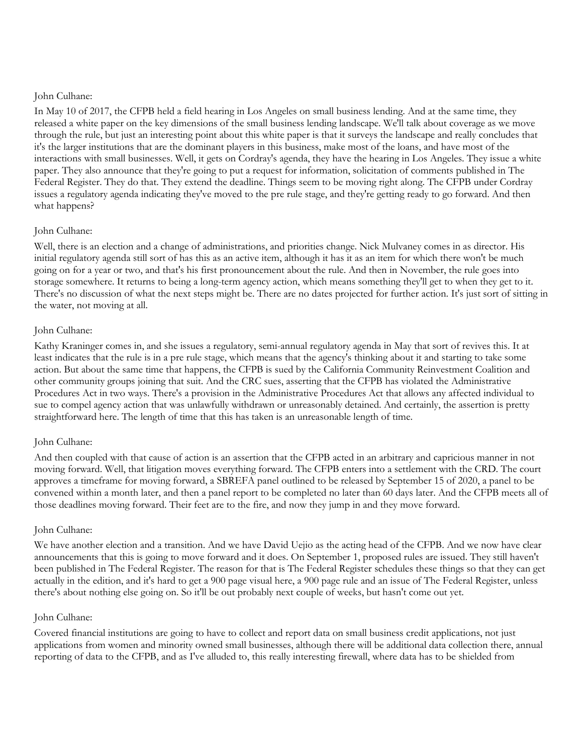John Culhane:

In May 10 of 2017, the CFPB held a field hearing in Los Angeles on small business lending. And at the same time, they released a white paper on the key dimensions of the small business lending landscape. We'll talk about coverage as we move through the rule, but just an interesting point about this white paper is that it surveys the landscape and really concludes that it's the larger institutions that are the dominant players in this business, make most of the loans, and have most of the interactions with small businesses. Well, it gets on Cordray's agenda, they have the hearing in Los Angeles. They issue a white paper. They also announce that they're going to put a request for information, solicitation of comments published in The Federal Register. They do that. They extend the deadline. Things seem to be moving right along. The CFPB under Cordray issues a regulatory agenda indicating they've moved to the pre rule stage, and they're getting ready to go forward. And then what happens?

John Culhane:

Well, there is an election and a change of administrations, and priorities change. Nick Mulvaney comes in as director. His initial regulatory agenda still sort of has this as an active item, although it has it as an item for which there won't be much going on for a year or two, and that's his first pronouncement about the rule. And then in November, the rule goes into storage somewhere. It returns to being a long-term agency action, which means something they'll get to when they get to it. There's no discussion of what the next steps might be. There are no dates projected for further action. It's just sort of sitting in the water, not moving at all.

John Culhane:

Kathy Kraninger comes in, and she issues a regulatory, semi-annual regulatory agenda in May that sort of revives this. It at least indicates that the rule is in a pre rule stage, which means that the agency's thinking about it and starting to take some action. But about the same time that happens, the CFPB is sued by the California Community Reinvestment Coalition and other community groups joining that suit. And the CRC sues, asserting that the CFPB has violated the Administrative Procedures Act in two ways. There's a provision in the Administrative Procedures Act that allows any affected individual to sue to compel agency action that was unlawfully withdrawn or unreasonably detained. And certainly, the assertion is pretty straightforward here. The length of time that this has taken is an unreasonable length of time.

John Culhane:

And then coupled with that cause of action is an assertion that the CFPB acted in an arbitrary and capricious manner in not moving forward. Well, that litigation moves everything forward. The CFPB enters into a settlement with the CRD. The court approves a timeframe for moving forward, a SBREFA panel outlined to be released by September 15 of 2020, a panel to be convened within a month later, and then a panel report to be completed no later than 60 days later. And the CFPB meets all of those deadlines moving forward. Their feet are to the fire, and now they jump in and they move forward.

John Culhane:

We have another election and a transition. And we have David Uejio as the acting head of the CFPB. And we now have clear announcements that this is going to move forward and it does. On September 1, proposed rules are issued. They still haven't been published in The Federal Register. The reason for that is The Federal Register schedules these things so that they can get actually in the edition, and it's hard to get a 900 page visual here, a 900 page rule and an issue of The Federal Register, unless there's about nothing else going on. So it'll be out probably next couple of weeks, but hasn't come out yet.

John Culhane:

Covered financial institutions are going to have to collect and report data on small business credit applications, not just applications from women and minority owned small businesses, although there will be additional data collection there, annual reporting of data to the CFPB, and as I've alluded to, this really interesting firewall, where data has to be shielded from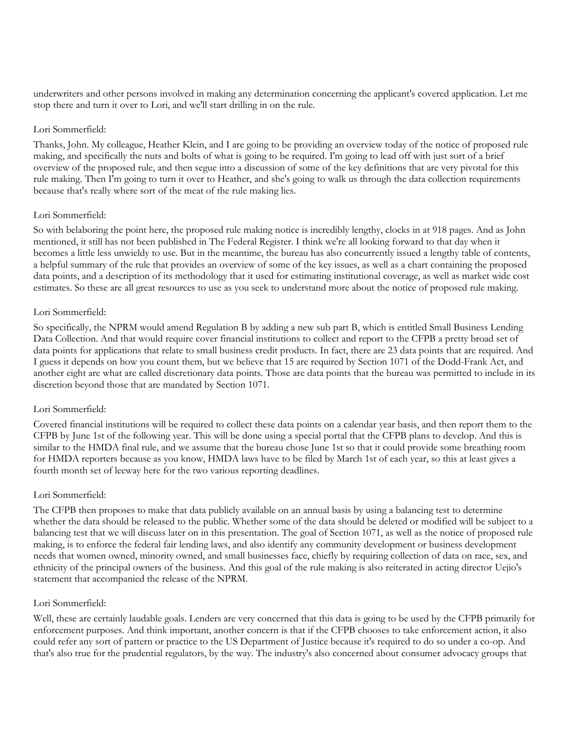underwriters and other persons involved in making any determination concerning the applicant's covered application. Let me stop there and turn it over to Lori, and we'll start drilling in on the rule.

Lori Sommerfield:

Thanks, John. My colleague, Heather Klein, and I are going to be providing an overview today of the notice of proposed rule making, and specifically the nuts and bolts of what is going to be required. I'm going to lead off with just sort of a brief overview of the proposed rule, and then segue into a discussion of some of the key definitions that are very pivotal for this rule making. Then I'm going to turn it over to Heather, and she's going to walk us through the data collection requirements because that's really where sort of the meat of the rule making lies.

Lori Sommerfield:

So with belaboring the point here, the proposed rule making notice is incredibly lengthy, clocks in at 918 pages. And as John mentioned, it still has not been published in The Federal Register. I think we're all looking forward to that day when it becomes a little less unwieldy to use. But in the meantime, the bureau has also concurrently issued a lengthy table of contents, a helpful summary of the rule that provides an overview of some of the key issues, as well as a chart containing the proposed data points, and a description of its methodology that it used for estimating institutional coverage, as well as market wide cost estimates. So these are all great resources to use as you seek to understand more about the notice of proposed rule making.

Lori Sommerfield:

So specifically, the NPRM would amend Regulation B by adding a new sub part B, which is entitled Small Business Lending Data Collection. And that would require cover financial institutions to collect and report to the CFPB a pretty broad set of data points for applications that relate to small business credit products. In fact, there are 23 data points that are required. And I guess it depends on how you count them, but we believe that 15 are required by Section 1071 of the Dodd-Frank Act, and another eight are what are called discretionary data points. Those are data points that the bureau was permitted to include in its discretion beyond those that are mandated by Section 1071.

Lori Sommerfield:

Covered financial institutions will be required to collect these data points on a calendar year basis, and then report them to the CFPB by June 1st of the following year. This will be done using a special portal that the CFPB plans to develop. And this is similar to the HMDA final rule, and we assume that the bureau chose June 1st so that it could provide some breathing room for HMDA reporters because as you know, HMDA laws have to be filed by March 1st of each year, so this at least gives a fourth month set of leeway here for the two various reporting deadlines.

Lori Sommerfield:

The CFPB then proposes to make that data publicly available on an annual basis by using a balancing test to determine whether the data should be released to the public. Whether some of the data should be deleted or modified will be subject to a balancing test that we will discuss later on in this presentation. The goal of Section 1071, as well as the notice of proposed rule making, is to enforce the federal fair lending laws, and also identify any community development or business development needs that women owned, minority owned, and small businesses face, chiefly by requiring collection of data on race, sex, and ethnicity of the principal owners of the business. And this goal of the rule making is also reiterated in acting director Uejio's statement that accompanied the release of the NPRM.

Lori Sommerfield:

Well, these are certainly laudable goals. Lenders are very concerned that this data is going to be used by the CFPB primarily for enforcement purposes. And think important, another concern is that if the CFPB chooses to take enforcement action, it also could refer any sort of pattern or practice to the US Department of Justice because it's required to do so under a co-op. And that's also true for the prudential regulators, by the way. The industry's also concerned about consumer advocacy groups that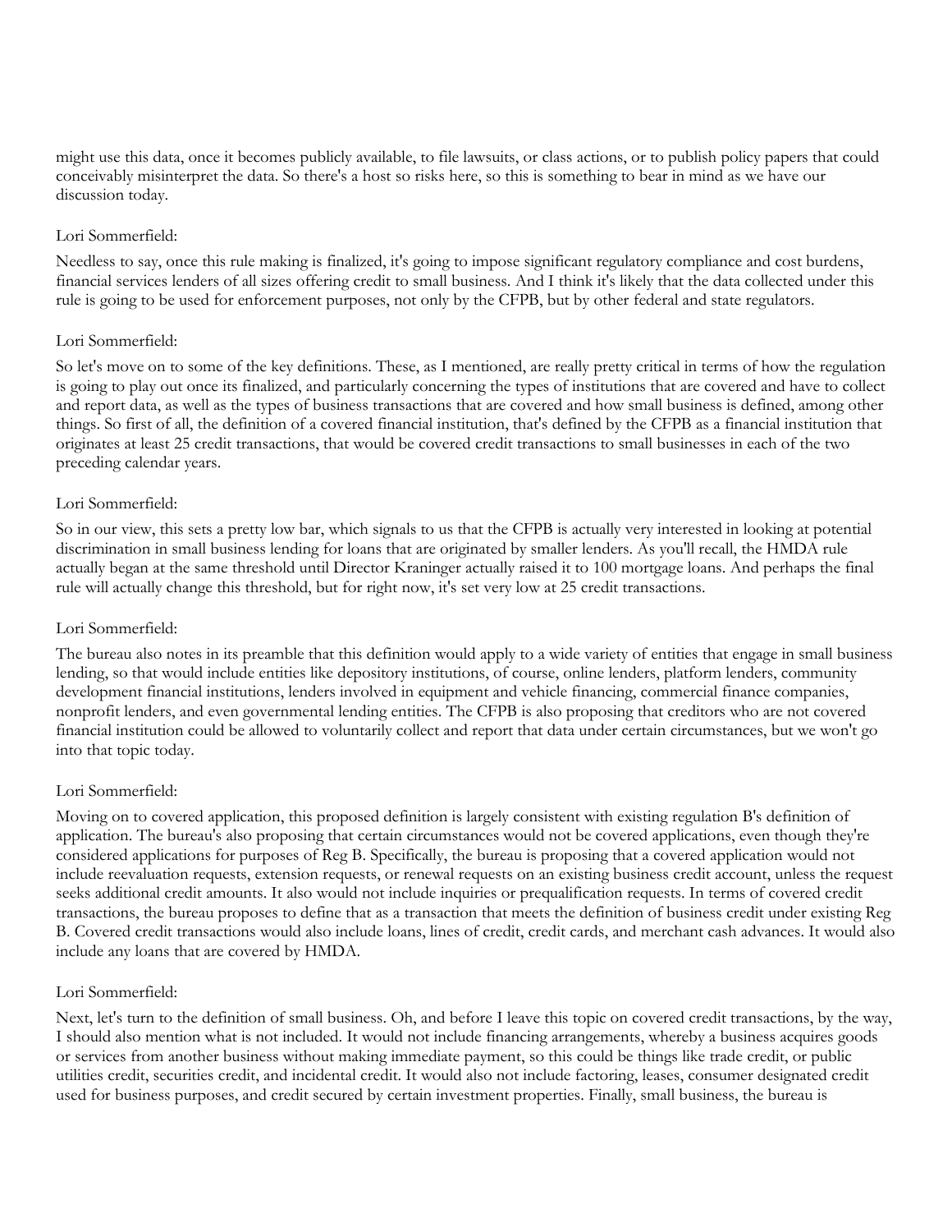might use this data, once it becomes publicly available, to file lawsuits, or class actions, or to publish policy papers that could conceivably misinterpret the data. So there's a host so risks here, so this is something to bear in mind as we have our discussion today.

Lori Sommerfield:

Needless to say, once this rule making is finalized, it's going to impose significant regulatory compliance and cost burdens, financial services lenders of all sizes offering credit to small business. And I think it's likely that the data collected under this rule is going to be used for enforcement purposes, not only by the CFPB, but by other federal and state regulators.

Lori Sommerfield:

So let's move on to some of the key definitions. These, as I mentioned, are really pretty critical in terms of how the regulation is going to play out once its finalized, and particularly concerning the types of institutions that are covered and have to collect and report data, as well as the types of business transactions that are covered and how small business is defined, among other things. So first of all, the definition of a covered financial institution, that's defined by the CFPB as a financial institution that originates at least 25 credit transactions, that would be covered credit transactions to small businesses in each of the two preceding calendar years.

Lori Sommerfield:

So in our view, this sets a pretty low bar, which signals to us that the CFPB is actually very interested in looking at potential discrimination in small business lending for loans that are originated by smaller lenders. As you'll recall, the HMDA rule actually began at the same threshold until Director Kraninger actually raised it to 100 mortgage loans. And perhaps the final rule will actually change this threshold, but for right now, it's set very low at 25 credit transactions.

Lori Sommerfield:

The bureau also notes in its preamble that this definition would apply to a wide variety of entities that engage in small business lending, so that would include entities like depository institutions, of course, online lenders, platform lenders, community development financial institutions, lenders involved in equipment and vehicle financing, commercial finance companies, nonprofit lenders, and even governmental lending entities. The CFPB is also proposing that creditors who are not covered financial institution could be allowed to voluntarily collect and report that data under certain circumstances, but we won't go into that topic today.

Lori Sommerfield:

Moving on to covered application, this proposed definition is largely consistent with existing regulation B's definition of application. The bureau's also proposing that certain circumstances would not be covered applications, even though they're considered applications for purposes of Reg B. Specifically, the bureau is proposing that a covered application would not include reevaluation requests, extension requests, or renewal requests on an existing business credit account, unless the request seeks additional credit amounts. It also would not include inquiries or prequalification requests. In terms of covered credit transactions, the bureau proposes to define that as a transaction that meets the definition of business credit under existing Reg B. Covered credit transactions would also include loans, lines of credit, credit cards, and merchant cash advances. It would also include any loans that are covered by HMDA.

Lori Sommerfield:

Next, let's turn to the definition of small business. Oh, and before I leave this topic on covered credit transactions, by the way, I should also mention what is not included. It would not include financing arrangements, whereby a business acquires goods or services from another business without making immediate payment, so this could be things like trade credit, or public utilities credit, securities credit, and incidental credit. It would also not include factoring, leases, consumer designated credit used for business purposes, and credit secured by certain investment properties. Finally, small business, the bureau is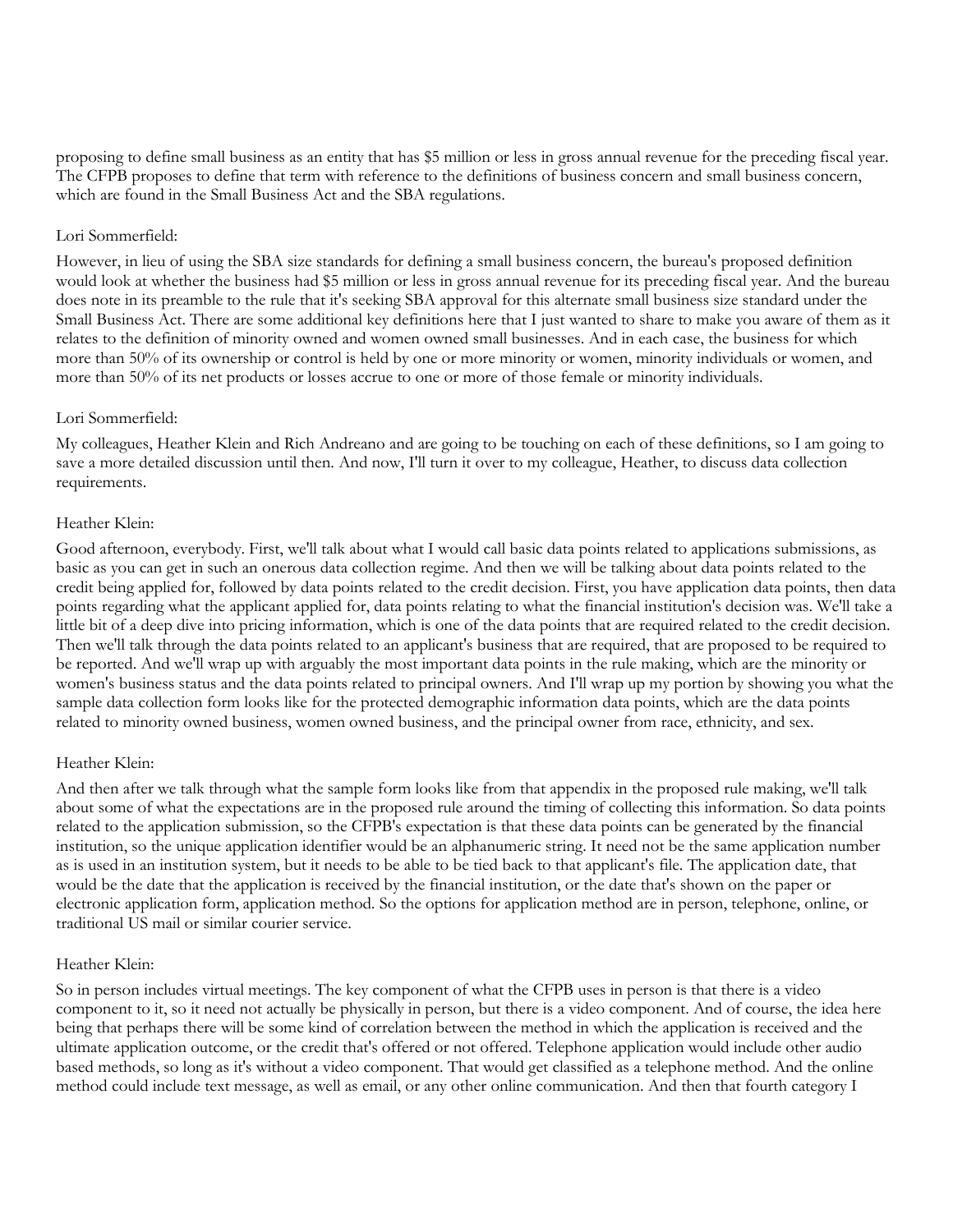proposing to define small business as an entity that has $5 million or less in gross annual revenue for the preceding fiscal year. The CFPB proposes to define that term with reference to the definitions of business concern and small business concern, which are found in the Small Business Act and the SBA regulations.

Lori Sommerfield:

However, in lieu of using the SBA size standards for defining a small business concern, the bureau's proposed definition would look at whether the business had $5 million or less in gross annual revenue for its preceding fiscal year. And the bureau does note in its preamble to the rule that it's seeking SBA approval for this alternate small business size standard under the Small Business Act. There are some additional key definitions here that I just wanted to share to make you aware of them as it relates to the definition of minority owned and women owned small businesses. And in each case, the business for which more than 50% of its ownership or control is held by one or more minority or women, minority individuals or women, and more than 50% of its net products or losses accrue to one or more of those female or minority individuals.

Lori Sommerfield:

My colleagues, Heather Klein and Rich Andreano and are going to be touching on each of these definitions, so I am going to save a more detailed discussion until then. And now, I'll turn it over to my colleague, Heather, to discuss data collection requirements.

Heather Klein:

Good afternoon, everybody. First, we'll talk about what I would call basic data points related to applications submissions, as basic as you can get in such an onerous data collection regime. And then we will be talking about data points related to the credit being applied for, followed by data points related to the credit decision. First, you have application data points, then data points regarding what the applicant applied for, data points relating to what the financial institution's decision was. We'll take a little bit of a deep dive into pricing information, which is one of the data points that are required related to the credit decision. Then we'll talk through the data points related to an applicant's business that are required, that are proposed to be required to be reported. And we'll wrap up with arguably the most important data points in the rule making, which are the minority or women's business status and the data points related to principal owners. And I'll wrap up my portion by showing you what the sample data collection form looks like for the protected demographic information data points, which are the data points related to minority owned business, women owned business, and the principal owner from race, ethnicity, and sex.

Heather Klein:

And then after we talk through what the sample form looks like from that appendix in the proposed rule making, we'll talk about some of what the expectations are in the proposed rule around the timing of collecting this information. So data points related to the application submission, so the CFPB's expectation is that these data points can be generated by the financial institution, so the unique application identifier would be an alphanumeric string. It need not be the same application number as is used in an institution system, but it needs to be able to be tied back to that applicant's file. The application date, that would be the date that the application is received by the financial institution, or the date that's shown on the paper or electronic application form, application method. So the options for application method are in person, telephone, online, or traditional US mail or similar courier service.

Heather Klein:

So in person includes virtual meetings. The key component of what the CFPB uses in person is that there is a video component to it, so it need not actually be physically in person, but there is a video component. And of course, the idea here being that perhaps there will be some kind of correlation between the method in which the application is received and the ultimate application outcome, or the credit that's offered or not offered. Telephone application would include other audio based methods, so long as it's without a video component. That would get classified as a telephone method. And the online method could include text message, as well as email, or any other online communication. And then that fourth category I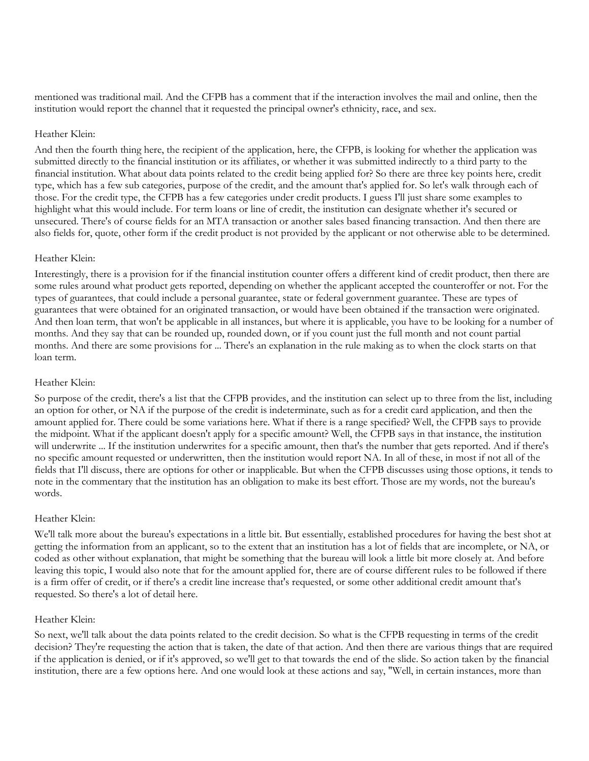mentioned was traditional mail. And the CFPB has a comment that if the interaction involves the mail and online, then the institution would report the channel that it requested the principal owner's ethnicity, race, and sex.

Heather Klein:

And then the fourth thing here, the recipient of the application, here, the CFPB, is looking for whether the application was submitted directly to the financial institution or its affiliates, or whether it was submitted indirectly to a third party to the financial institution. What about data points related to the credit being applied for? So there are three key points here, credit type, which has a few sub categories, purpose of the credit, and the amount that's applied for. So let's walk through each of those. For the credit type, the CFPB has a few categories under credit products. I guess I'll just share some examples to highlight what this would include. For term loans or line of credit, the institution can designate whether it's secured or unsecured. There's of course fields for an MTA transaction or another sales based financing transaction. And then there are also fields for, quote, other form if the credit product is not provided by the applicant or not otherwise able to be determined.

Heather Klein:

Interestingly, there is a provision for if the financial institution counter offers a different kind of credit product, then there are some rules around what product gets reported, depending on whether the applicant accepted the counteroffer or not. For the types of guarantees, that could include a personal guarantee, state or federal government guarantee. These are types of guarantees that were obtained for an originated transaction, or would have been obtained if the transaction were originated. And then loan term, that won't be applicable in all instances, but where it is applicable, you have to be looking for a number of months. And they say that can be rounded up, rounded down, or if you count just the full month and not count partial months. And there are some provisions for ... There's an explanation in the rule making as to when the clock starts on that loan term.

Heather Klein:

So purpose of the credit, there's a list that the CFPB provides, and the institution can select up to three from the list, including an option for other, or NA if the purpose of the credit is indeterminate, such as for a credit card application, and then the amount applied for. There could be some variations here. What if there is a range specified? Well, the CFPB says to provide the midpoint. What if the applicant doesn't apply for a specific amount? Well, the CFPB says in that instance, the institution will underwrite ... If the institution underwrites for a specific amount, then that's the number that gets reported. And if there's no specific amount requested or underwritten, then the institution would report NA. In all of these, in most if not all of the fields that I'll discuss, there are options for other or inapplicable. But when the CFPB discusses using those options, it tends to note in the commentary that the institution has an obligation to make its best effort. Those are my words, not the bureau's words.

Heather Klein:

We'll talk more about the bureau's expectations in a little bit. But essentially, established procedures for having the best shot at getting the information from an applicant, so to the extent that an institution has a lot of fields that are incomplete, or NA, or coded as other without explanation, that might be something that the bureau will look a little bit more closely at. And before leaving this topic, I would also note that for the amount applied for, there are of course different rules to be followed if there is a firm offer of credit, or if there's a credit line increase that's requested, or some other additional credit amount that's requested. So there's a lot of detail here.

Heather Klein:

So next, we'll talk about the data points related to the credit decision. So what is the CFPB requesting in terms of the credit decision? They're requesting the action that is taken, the date of that action. And then there are various things that are required if the application is denied, or if it's approved, so we'll get to that towards the end of the slide. So action taken by the financial institution, there are a few options here. And one would look at these actions and say, "Well, in certain instances, more than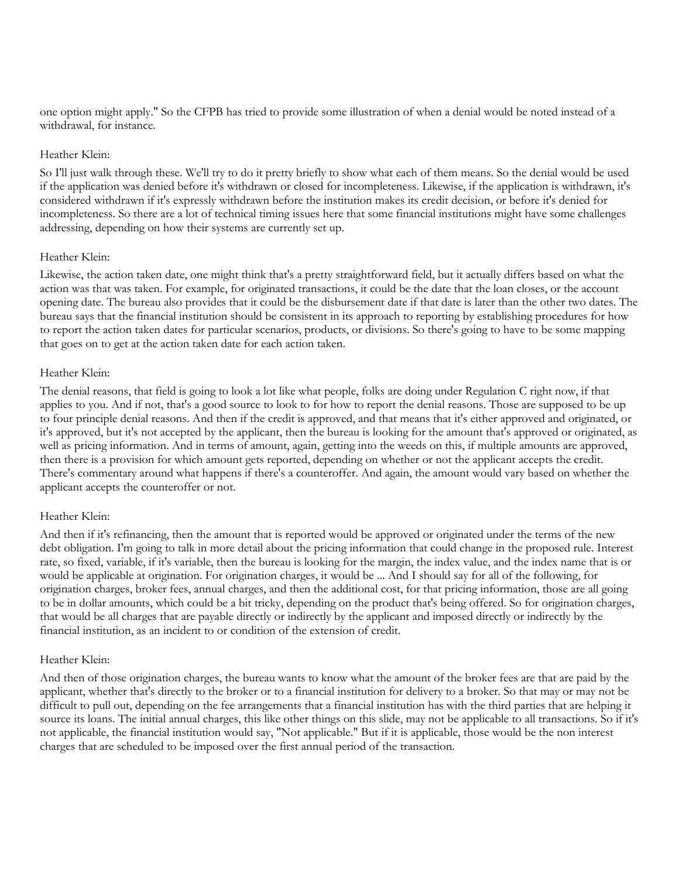one option might apply." So the CFPB has tried to provide some illustration of when a denial would be noted instead of a withdrawal, for instance.

Heather Klein:

So I'll just walk through these. We'll try to do it pretty briefly to show what each of them means. So the denial would be used if the application was denied before it's withdrawn or closed for incompleteness. Likewise, if the application is withdrawn, it's considered withdrawn if it's expressly withdrawn before the institution makes its credit decision, or before it's denied for incompleteness. So there are a lot of technical timing issues here that some financial institutions might have some challenges addressing, depending on how their systems are currently set up.

Heather Klein:

Likewise, the action taken date, one might think that's a pretty straightforward field, but it actually differs based on what the action was that was taken. For example, for originated transactions, it could be the date that the loan closes, or the account opening date. The bureau also provides that it could be the disbursement date if that date is later than the other two dates. The bureau says that the financial institution should be consistent in its approach to reporting by establishing procedures for how to report the action taken dates for particular scenarios, products, or divisions. So there's going to have to be some mapping that goes on to get at the action taken date for each action taken.

Heather Klein:

The denial reasons, that field is going to look a lot like what people, folks are doing under Regulation C right now, if that applies to you. And if not, that's a good source to look to for how to report the denial reasons. Those are supposed to be up to four principle denial reasons. And then if the credit is approved, and that means that it's either approved and originated, or it's approved, but it's not accepted by the applicant, then the bureau is looking for the amount that's approved or originated, as well as pricing information. And in terms of amount, again, getting into the weeds on this, if multiple amounts are approved, then there is a provision for which amount gets reported, depending on whether or not the applicant accepts the credit. There's commentary around what happens if there's a counteroffer. And again, the amount would vary based on whether the applicant accepts the counteroffer or not.

Heather Klein:

And then if it's refinancing, then the amount that is reported would be approved or originated under the terms of the new debt obligation. I'm going to talk in more detail about the pricing information that could change in the proposed rule. Interest rate, so fixed, variable, if it's variable, then the bureau is looking for the margin, the index value, and the index name that is or would be applicable at origination. For origination charges, it would be ... And I should say for all of the following, for origination charges, broker fees, annual charges, and then the additional cost, for that pricing information, those are all going to be in dollar amounts, which could be a bit tricky, depending on the product that's being offered. So for origination charges, that would be all charges that are payable directly or indirectly by the applicant and imposed directly or indirectly by the financial institution, as an incident to or condition of the extension of credit.

Heather Klein:

And then of those origination charges, the bureau wants to know what the amount of the broker fees are that are paid by the applicant, whether that's directly to the broker or to a financial institution for delivery to a broker. So that may or may not be difficult to pull out, depending on the fee arrangements that a financial institution has with the third parties that are helping it source its loans. The initial annual charges, this like other things on this slide, may not be applicable to all transactions. So if it's not applicable, the financial institution would say, "Not applicable." But if it is applicable, those would be the non interest charges that are scheduled to be imposed over the first annual period of the transaction.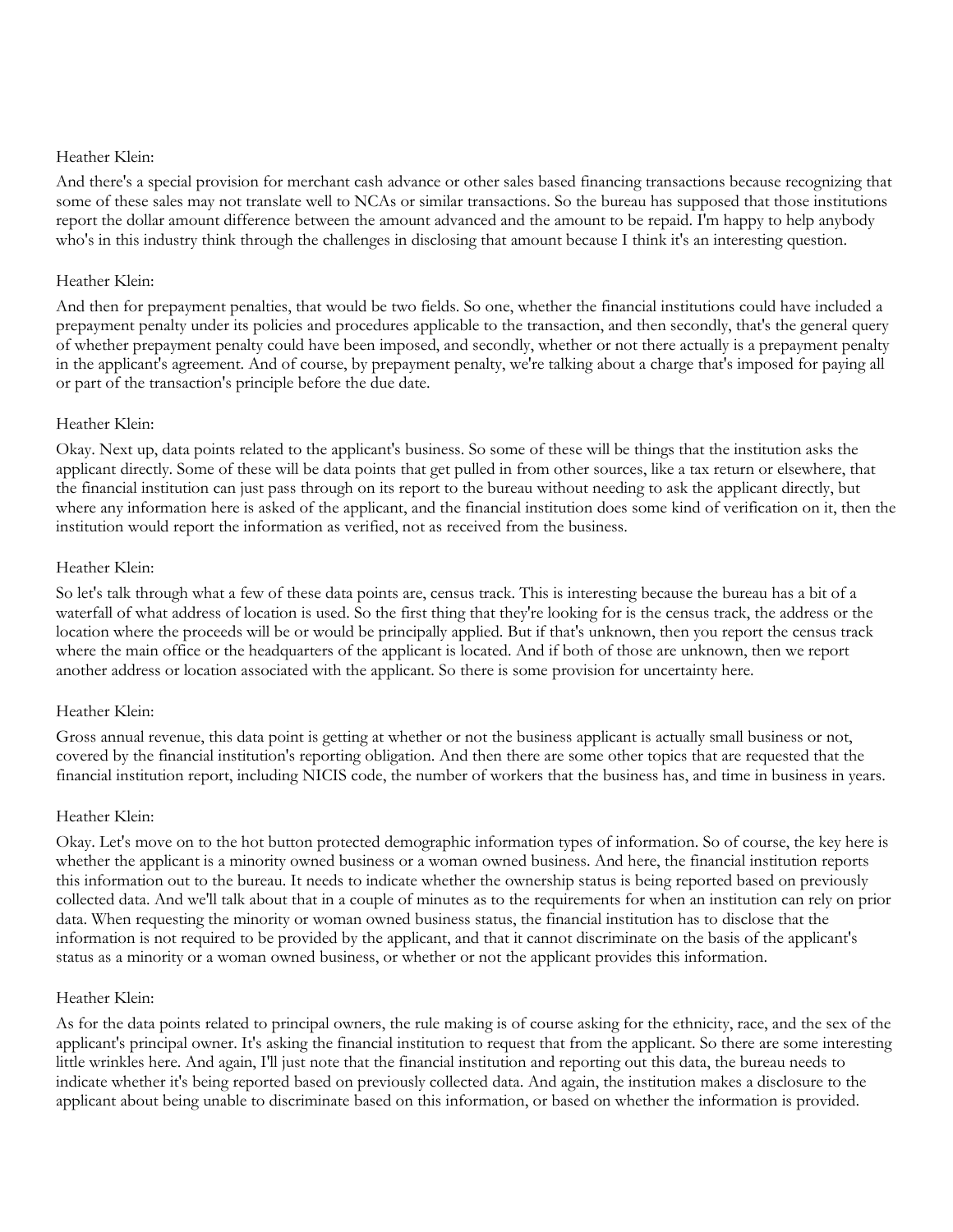Heather Klein:

And there's a special provision for merchant cash advance or other sales based financing transactions because recognizing that some of these sales may not translate well to NCAs or similar transactions. So the bureau has supposed that those institutions report the dollar amount difference between the amount advanced and the amount to be repaid. I'm happy to help anybody who's in this industry think through the challenges in disclosing that amount because I think it's an interesting question.

Heather Klein:

And then for prepayment penalties, that would be two fields. So one, whether the financial institutions could have included a prepayment penalty under its policies and procedures applicable to the transaction, and then secondly, that's the general query of whether prepayment penalty could have been imposed, and secondly, whether or not there actually is a prepayment penalty in the applicant's agreement. And of course, by prepayment penalty, we're talking about a charge that's imposed for paying all or part of the transaction's principle before the due date.

Heather Klein:

Okay. Next up, data points related to the applicant's business. So some of these will be things that the institution asks the applicant directly. Some of these will be data points that get pulled in from other sources, like a tax return or elsewhere, that the financial institution can just pass through on its report to the bureau without needing to ask the applicant directly, but where any information here is asked of the applicant, and the financial institution does some kind of verification on it, then the institution would report the information as verified, not as received from the business.

Heather Klein:

So let's talk through what a few of these data points are, census track. This is interesting because the bureau has a bit of a waterfall of what address of location is used. So the first thing that they're looking for is the census track, the address or the location where the proceeds will be or would be principally applied. But if that's unknown, then you report the census track where the main office or the headquarters of the applicant is located. And if both of those are unknown, then we report another address or location associated with the applicant. So there is some provision for uncertainty here.

Heather Klein:

Gross annual revenue, this data point is getting at whether or not the business applicant is actually small business or not, covered by the financial institution's reporting obligation. And then there are some other topics that are requested that the financial institution report, including NICIS code, the number of workers that the business has, and time in business in years.

Heather Klein:

Okay. Let's move on to the hot button protected demographic information types of information. So of course, the key here is whether the applicant is a minority owned business or a woman owned business. And here, the financial institution reports this information out to the bureau. It needs to indicate whether the ownership status is being reported based on previously collected data. And we'll talk about that in a couple of minutes as to the requirements for when an institution can rely on prior data. When requesting the minority or woman owned business status, the financial institution has to disclose that the information is not required to be provided by the applicant, and that it cannot discriminate on the basis of the applicant's status as a minority or a woman owned business, or whether or not the applicant provides this information.

Heather Klein:

As for the data points related to principal owners, the rule making is of course asking for the ethnicity, race, and the sex of the applicant's principal owner. It's asking the financial institution to request that from the applicant. So there are some interesting little wrinkles here. And again, I'll just note that the financial institution and reporting out this data, the bureau needs to indicate whether it's being reported based on previously collected data. And again, the institution makes a disclosure to the applicant about being unable to discriminate based on this information, or based on whether the information is provided.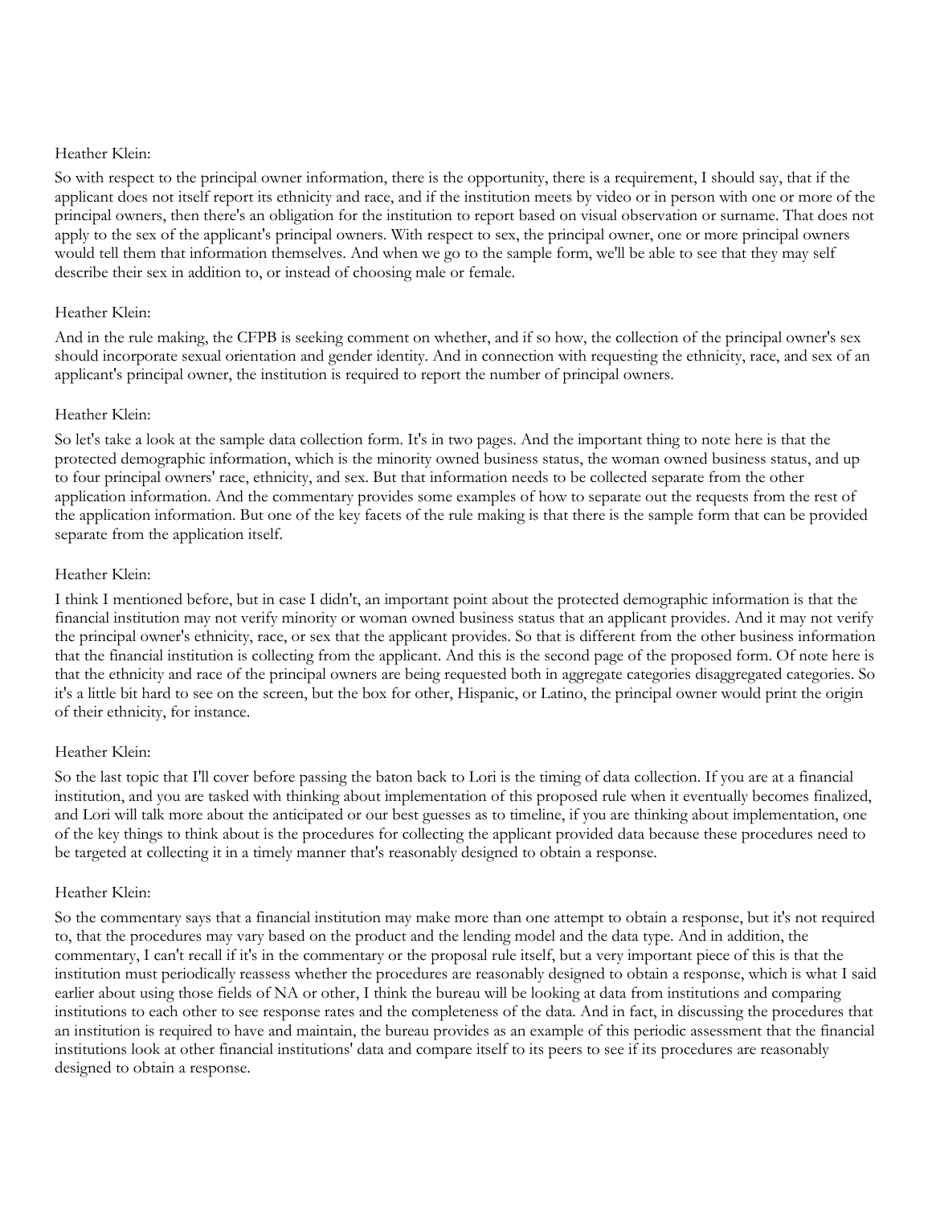Heather Klein:

So with respect to the principal owner information, there is the opportunity, there is a requirement, I should say, that if the applicant does not itself report its ethnicity and race, and if the institution meets by video or in person with one or more of the principal owners, then there's an obligation for the institution to report based on visual observation or surname. That does not apply to the sex of the applicant's principal owners. With respect to sex, the principal owner, one or more principal owners would tell them that information themselves. And when we go to the sample form, we'll be able to see that they may self describe their sex in addition to, or instead of choosing male or female.

Heather Klein:

And in the rule making, the CFPB is seeking comment on whether, and if so how, the collection of the principal owner's sex should incorporate sexual orientation and gender identity. And in connection with requesting the ethnicity, race, and sex of an applicant's principal owner, the institution is required to report the number of principal owners.

Heather Klein:

So let's take a look at the sample data collection form. It's in two pages. And the important thing to note here is that the protected demographic information, which is the minority owned business status, the woman owned business status, and up to four principal owners' race, ethnicity, and sex. But that information needs to be collected separate from the other application information. And the commentary provides some examples of how to separate out the requests from the rest of the application information. But one of the key facets of the rule making is that there is the sample form that can be provided separate from the application itself.

Heather Klein:

I think I mentioned before, but in case I didn't, an important point about the protected demographic information is that the financial institution may not verify minority or woman owned business status that an applicant provides. And it may not verify the principal owner's ethnicity, race, or sex that the applicant provides. So that is different from the other business information that the financial institution is collecting from the applicant. And this is the second page of the proposed form. Of note here is that the ethnicity and race of the principal owners are being requested both in aggregate categories disaggregated categories. So it's a little bit hard to see on the screen, but the box for other, Hispanic, or Latino, the principal owner would print the origin of their ethnicity, for instance.

Heather Klein:

So the last topic that I'll cover before passing the baton back to Lori is the timing of data collection. If you are at a financial institution, and you are tasked with thinking about implementation of this proposed rule when it eventually becomes finalized, and Lori will talk more about the anticipated or our best guesses as to timeline, if you are thinking about implementation, one of the key things to think about is the procedures for collecting the applicant provided data because these procedures need to be targeted at collecting it in a timely manner that's reasonably designed to obtain a response.

Heather Klein:

So the commentary says that a financial institution may make more than one attempt to obtain a response, but it's not required to, that the procedures may vary based on the product and the lending model and the data type. And in addition, the commentary, I can't recall if it's in the commentary or the proposal rule itself, but a very important piece of this is that the institution must periodically reassess whether the procedures are reasonably designed to obtain a response, which is what I said earlier about using those fields of NA or other, I think the bureau will be looking at data from institutions and comparing institutions to each other to see response rates and the completeness of the data. And in fact, in discussing the procedures that an institution is required to have and maintain, the bureau provides as an example of this periodic assessment that the financial institutions look at other financial institutions' data and compare itself to its peers to see if its procedures are reasonably designed to obtain a response.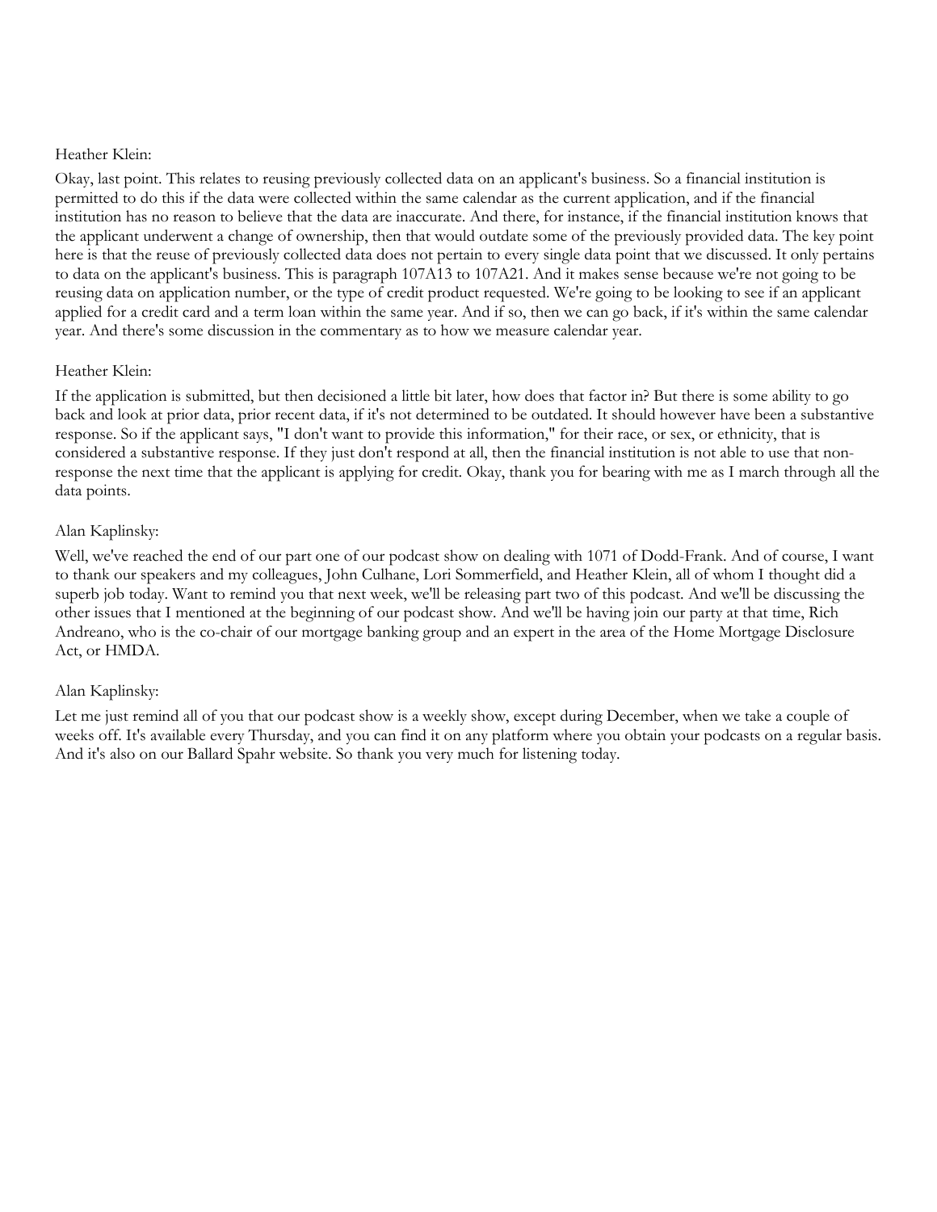Heather Klein:

Okay, last point. This relates to reusing previously collected data on an applicant's business. So a financial institution is permitted to do this if the data were collected within the same calendar as the current application, and if the financial institution has no reason to believe that the data are inaccurate. And there, for instance, if the financial institution knows that the applicant underwent a change of ownership, then that would outdate some of the previously provided data. The key point here is that the reuse of previously collected data does not pertain to every single data point that we discussed. It only pertains to data on the applicant's business. This is paragraph 107A13 to 107A21. And it makes sense because we're not going to be reusing data on application number, or the type of credit product requested. We're going to be looking to see if an applicant applied for a credit card and a term loan within the same year. And if so, then we can go back, if it's within the same calendar year. And there's some discussion in the commentary as to how we measure calendar year.

Heather Klein:

If the application is submitted, but then decisioned a little bit later, how does that factor in? But there is some ability to go back and look at prior data, prior recent data, if it's not determined to be outdated. It should however have been a substantive response. So if the applicant says, "I don't want to provide this information," for their race, or sex, or ethnicity, that is considered a substantive response. If they just don't respond at all, then the financial institution is not able to use that non-response the next time that the applicant is applying for credit. Okay, thank you for bearing with me as I march through all the data points.

Alan Kaplinsky:

Well, we've reached the end of our part one of our podcast show on dealing with 1071 of Dodd-Frank. And of course, I want to thank our speakers and my colleagues, John Culhane, Lori Sommerfield, and Heather Klein, all of whom I thought did a superb job today. Want to remind you that next week, we'll be releasing part two of this podcast. And we'll be discussing the other issues that I mentioned at the beginning of our podcast show. And we'll be having join our party at that time, Rich Andreano, who is the co-chair of our mortgage banking group and an expert in the area of the Home Mortgage Disclosure Act, or HMDA.

Alan Kaplinsky:

Let me just remind all of you that our podcast show is a weekly show, except during December, when we take a couple of weeks off. It's available every Thursday, and you can find it on any platform where you obtain your podcasts on a regular basis. And it's also on our Ballard Spahr website. So thank you very much for listening today.